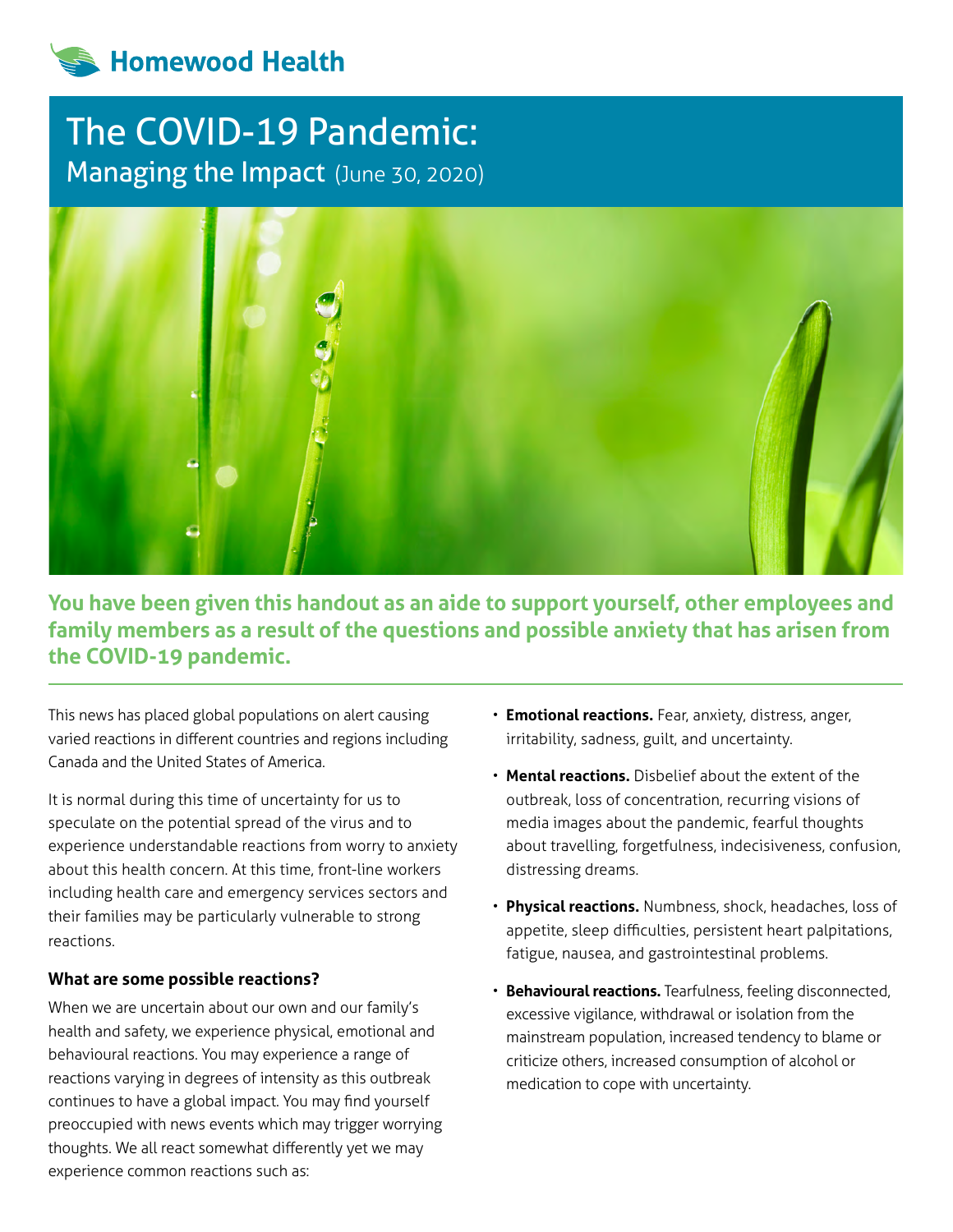Homewood Health

# The COVID-19 Pandemic:

## Managing the Impact (June 30, 2020)

**You have been given this handout as an aide to support yourself, other employees and family members as a result of the questions and possible anxiety that has arisen from the COVID-19 pandemic.**

This news has placed global populations on alert causing varied reactions in different countries and regions including Canada and the United States of America.

It is normal during this time of uncertainty for us to speculate on the potential spread of the virus and to experience understandable reactions from worry to anxiety about this health concern. At this time, front-line workers including health care and emergency services sectors and their families may be particularly vulnerable to strong reactions.

### What are some possible reactions?

When we are uncertain about our own and our family's health and safety, we experience physical, emotional and behavioural reactions. You may experience a range of reactions varying in degrees of intensity as this outbreak continues to have a global impact. You may find yourself preoccupied with news events which may trigger worrying thoughts. We all react somewhat differently yet we may experience common reactions such as:

- **Emotional reactions.** Fear, anxiety, distress, anger, irritability, sadness, guilt, and uncertainty.
- **Mental reactions.** Disbelief about the extent of the outbreak, loss of concentration, recurring visions of media images about the pandemic, fearful thoughts about travelling, forgetfulness, indecisiveness, confusion, distressing dreams.
- **Physical reactions.** Numbness, shock, headaches, loss of appetite, sleep difficulties, persistent heart palpitations, fatigue, nausea, and gastrointestinal problems.
- **Behavioural reactions.** Tearfulness, feeling disconnected, excessive vigilance, withdrawal or isolation from the mainstream population, increased tendency to blame or criticize others, increased consumption of alcohol or medication to cope with uncertainty.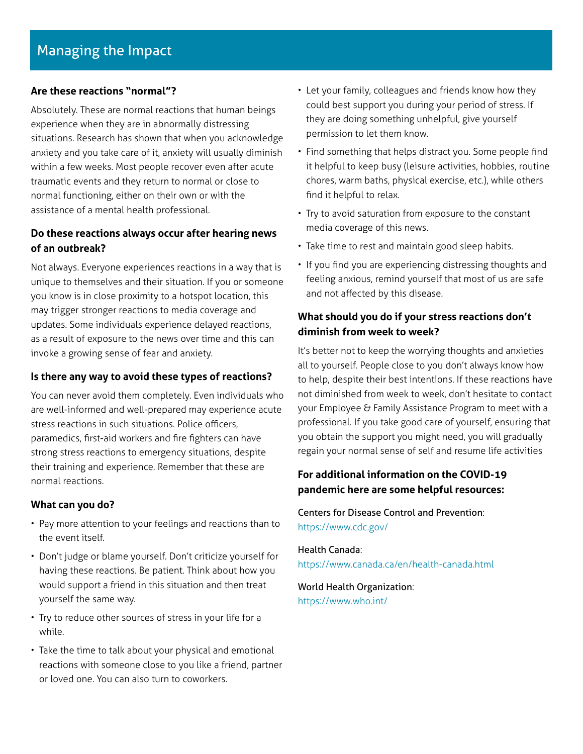# Managing the Impact

### Are these reactions "normal"?

Absolutely. These are normal reactions that human beings experience when they are in abnormally distressing situations. Research has shown that when you acknowledge anxiety and you take care of it, anxiety will usually diminish within a few weeks. Most people recover even after acute traumatic events and they return to normal or close to normal functioning, either on their own or with the assistance of a mental health professional.

### Do these reactions always occur after hearing news of an outbreak?

Not always. Everyone experiences reactions in a way that is unique to themselves and their situation. If you or someone you know is in close proximity to a hotspot location, this may trigger stronger reactions to media coverage and updates. Some individuals experience delayed reactions, as a result of exposure to the news over time and this can invoke a growing sense of fear and anxiety.

### Is there any way to avoid these types of reactions?

You can never avoid them completely. Even individuals who are well-informed and well-prepared may experience acute stress reactions in such situations. Police officers, paramedics, first-aid workers and fire fighters can have strong stress reactions to emergency situations, despite their training and experience. Remember that these are normal reactions.

### What can you do?

- Pay more attention to your feelings and reactions than to the event itself.
- Don't judge or blame yourself. Don't criticize yourself for having these reactions. Be patient. Think about how you would support a friend in this situation and then treat yourself the same way.
- Try to reduce other sources of stress in your life for a while.
- Take the time to talk about your physical and emotional reactions with someone close to you like a friend, partner or loved one. You can also turn to coworkers.
- Let your family, colleagues and friends know how they could best support you during your period of stress. If they are doing something unhelpful, give yourself permission to let them know.
- Find something that helps distract you. Some people find it helpful to keep busy (leisure activities, hobbies, routine chores, warm baths, physical exercise, etc.), while others find it helpful to relax.
- Try to avoid saturation from exposure to the constant media coverage of this news.
- Take time to rest and maintain good sleep habits.
- If you find you are experiencing distressing thoughts and feeling anxious, remind yourself that most of us are safe and not affected by this disease.

### What should you do if your stress reactions don't diminish from week to week?

It's better not to keep the worrying thoughts and anxieties all to yourself. People close to you don't always know how to help, despite their best intentions. If these reactions have not diminished from week to week, don't hesitate to contact your Employee & Family Assistance Program to meet with a professional. If you take good care of yourself, ensuring that you obtain the support you might need, you will gradually regain your normal sense of self and resume life activities

### For additional information on the COVID-19 pandemic here are some helpful resources:

Centers for Disease Control and Prevention:
https://www.cdc.gov/

Health Canada:
https://www.canada.ca/en/health-canada.html

World Health Organization:
https://www.who.int/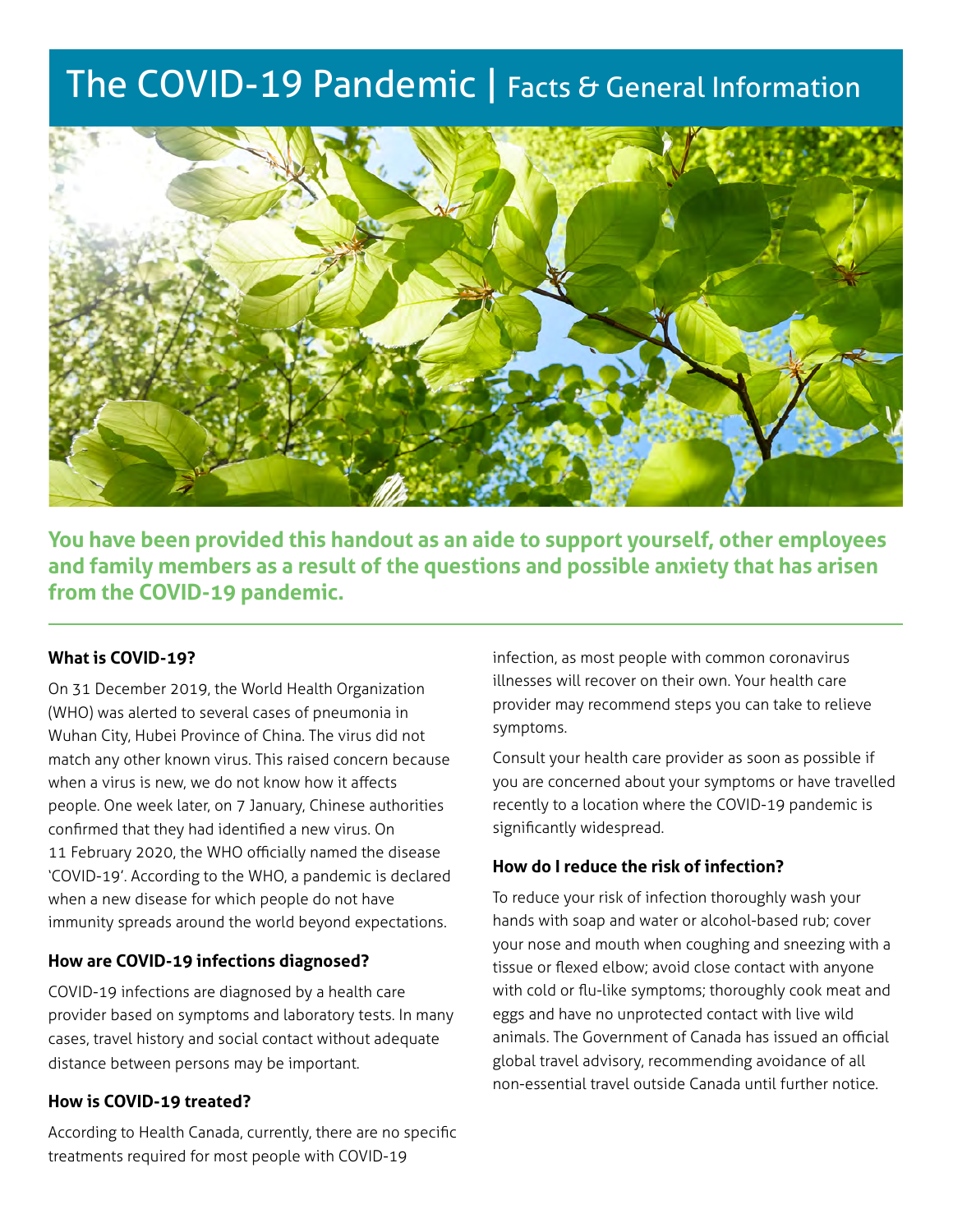# The COVID-19 Pandemic | Facts & General Information

**You have been provided this handout as an aide to support yourself, other employees and family members as a result of the questions and possible anxiety that has arisen from the COVID-19 pandemic.**

---

### What is COVID-19?

On 31 December 2019, the World Health Organization (WHO) was alerted to several cases of pneumonia in Wuhan City, Hubei Province of China. The virus did not match any other known virus. This raised concern because when a virus is new, we do not know how it affects people. One week later, on 7 January, Chinese authorities confirmed that they had identified a new virus. On 11 February 2020, the WHO officially named the disease 'COVID-19'. According to the WHO, a pandemic is declared when a new disease for which people do not have immunity spreads around the world beyond expectations.

### How are COVID-19 infections diagnosed?

COVID-19 infections are diagnosed by a health care provider based on symptoms and laboratory tests. In many cases, travel history and social contact without adequate distance between persons may be important.

### How is COVID-19 treated?

According to Health Canada, currently, there are no specific treatments required for most people with COVID-19 infection, as most people with common coronavirus illnesses will recover on their own. Your health care provider may recommend steps you can take to relieve symptoms.

Consult your health care provider as soon as possible if you are concerned about your symptoms or have travelled recently to a location where the COVID-19 pandemic is significantly widespread.

### How do I reduce the risk of infection?

To reduce your risk of infection thoroughly wash your hands with soap and water or alcohol-based rub; cover your nose and mouth when coughing and sneezing with a tissue or flexed elbow; avoid close contact with anyone with cold or flu-like symptoms; thoroughly cook meat and eggs and have no unprotected contact with live wild animals. The Government of Canada has issued an official global travel advisory, recommending avoidance of all non-essential travel outside Canada until further notice.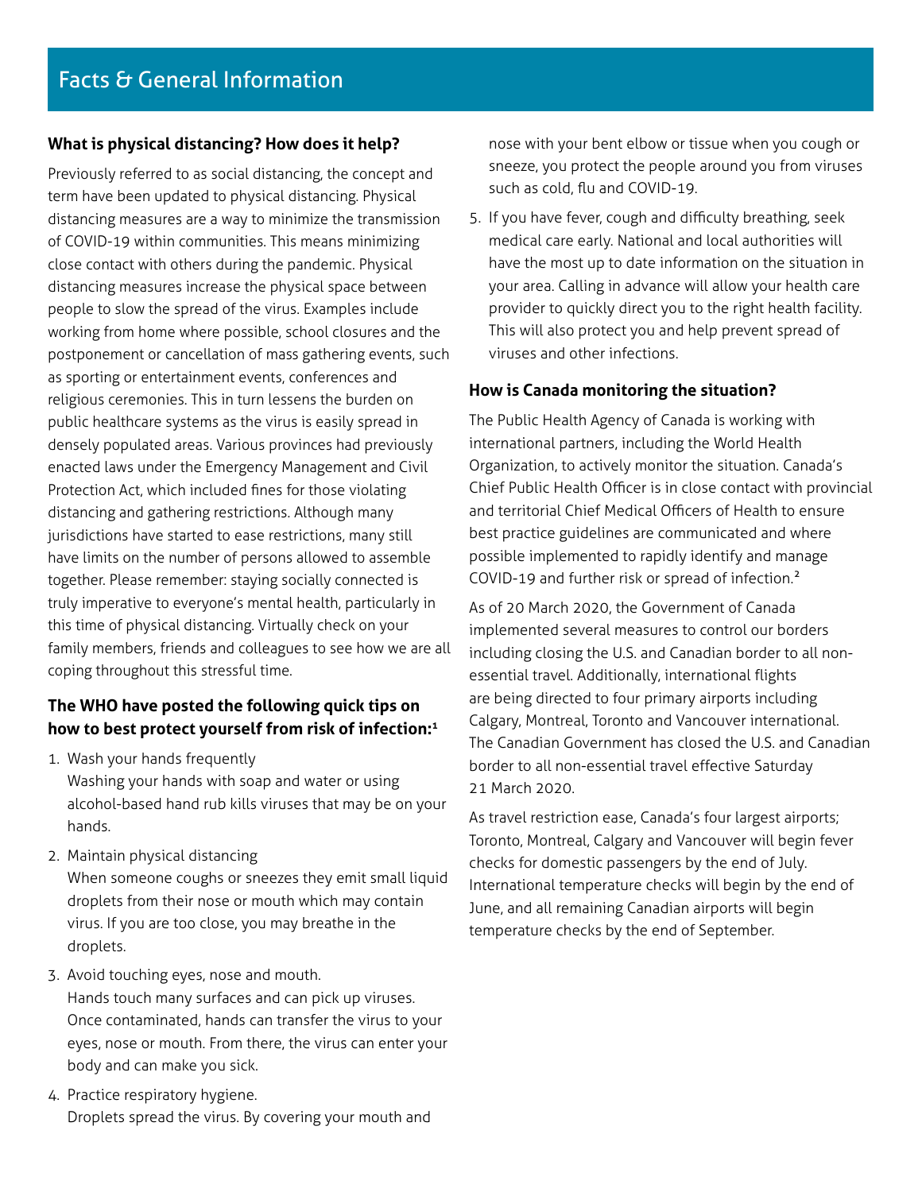# Facts & General Information

**What is physical distancing? How does it help?**

Previously referred to as social distancing, the concept and term have been updated to physical distancing. Physical distancing measures are a way to minimize the transmission of COVID-19 within communities. This means minimizing close contact with others during the pandemic. Physical distancing measures increase the physical space between people to slow the spread of the virus. Examples include working from home where possible, school closures and the postponement or cancellation of mass gathering events, such as sporting or entertainment events, conferences and religious ceremonies. This in turn lessens the burden on public healthcare systems as the virus is easily spread in densely populated areas. Various provinces had previously enacted laws under the Emergency Management and Civil Protection Act, which included fines for those violating distancing and gathering restrictions. Although many jurisdictions have started to ease restrictions, many still have limits on the number of persons allowed to assemble together. Please remember: staying socially connected is truly imperative to everyone's mental health, particularly in this time of physical distancing. Virtually check on your family members, friends and colleagues to see how we are all coping throughout this stressful time.

**The WHO have posted the following quick tips on how to best protect yourself from risk of infection:**[1]

1. Wash your hands frequently
   Washing your hands with soap and water or using alcohol-based hand rub kills viruses that may be on your hands.
2. Maintain physical distancing
   When someone coughs or sneezes they emit small liquid droplets from their nose or mouth which may contain virus. If you are too close, you may breathe in the droplets.
3. Avoid touching eyes, nose and mouth.
   Hands touch many surfaces and can pick up viruses. Once contaminated, hands can transfer the virus to your eyes, nose or mouth. From there, the virus can enter your body and can make you sick.
4. Practice respiratory hygiene.
   Droplets spread the virus. By covering your mouth and nose with your bent elbow or tissue when you cough or sneeze, you protect the people around you from viruses such as cold, flu and COVID-19.
5. If you have fever, cough and difficulty breathing, seek medical care early. National and local authorities will have the most up to date information on the situation in your area. Calling in advance will allow your health care provider to quickly direct you to the right health facility. This will also protect you and help prevent spread of viruses and other infections.

**How is Canada monitoring the situation?**

The Public Health Agency of Canada is working with international partners, including the World Health Organization, to actively monitor the situation. Canada's Chief Public Health Officer is in close contact with provincial and territorial Chief Medical Officers of Health to ensure best practice guidelines are communicated and where possible implemented to rapidly identify and manage COVID-19 and further risk or spread of infection.[2]

As of 20 March 2020, the Government of Canada implemented several measures to control our borders including closing the U.S. and Canadian border to all non-essential travel. Additionally, international flights are being directed to four primary airports including Calgary, Montreal, Toronto and Vancouver international. The Canadian Government has closed the U.S. and Canadian border to all non-essential travel effective Saturday 21 March 2020.

As travel restriction ease, Canada's four largest airports; Toronto, Montreal, Calgary and Vancouver will begin fever checks for domestic passengers by the end of July. International temperature checks will begin by the end of June, and all remaining Canadian airports will begin temperature checks by the end of September.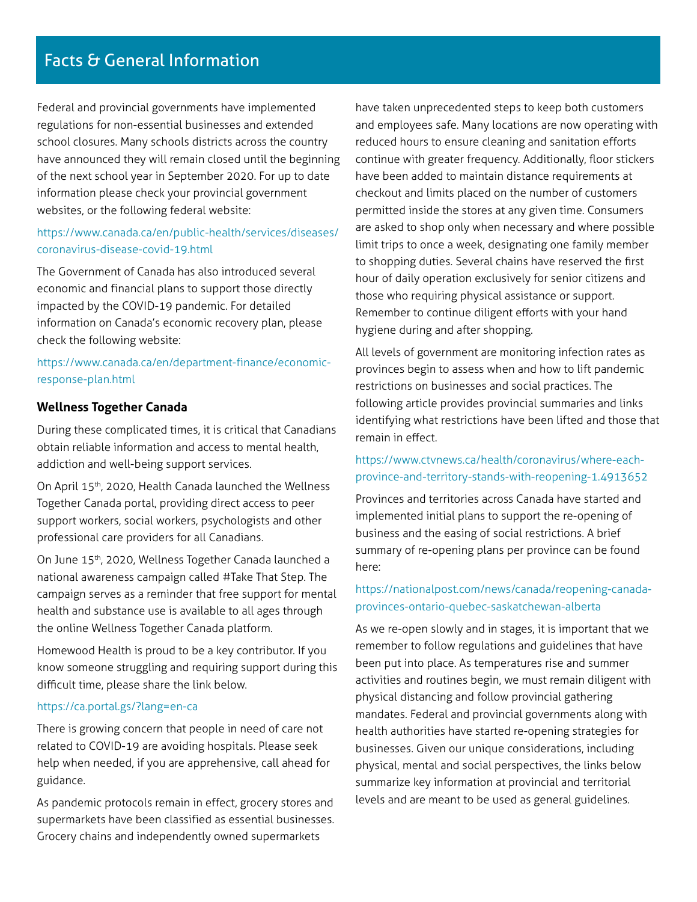# Facts & General Information

Federal and provincial governments have implemented regulations for non-essential businesses and extended school closures. Many schools districts across the country have announced they will remain closed until the beginning of the next school year in September 2020. For up to date information please check your provincial government websites, or the following federal website:

https://www.canada.ca/en/public-health/services/diseases/coronavirus-disease-covid-19.html

The Government of Canada has also introduced several economic and financial plans to support those directly impacted by the COVID-19 pandemic. For detailed information on Canada's economic recovery plan, please check the following website:

https://www.canada.ca/en/department-finance/economic-response-plan.html

**Wellness Together Canada**

During these complicated times, it is critical that Canadians obtain reliable information and access to mental health, addiction and well-being support services.

On April 15th, 2020, Health Canada launched the Wellness Together Canada portal, providing direct access to peer support workers, social workers, psychologists and other professional care providers for all Canadians.

On June 15th, 2020, Wellness Together Canada launched a national awareness campaign called #Take That Step. The campaign serves as a reminder that free support for mental health and substance use is available to all ages through the online Wellness Together Canada platform.

Homewood Health is proud to be a key contributor. If you know someone struggling and requiring support during this difficult time, please share the link below.

https://ca.portal.gs/?lang=en-ca

There is growing concern that people in need of care not related to COVID-19 are avoiding hospitals. Please seek help when needed, if you are apprehensive, call ahead for guidance.

As pandemic protocols remain in effect, grocery stores and supermarkets have been classified as essential businesses. Grocery chains and independently owned supermarkets have taken unprecedented steps to keep both customers and employees safe. Many locations are now operating with reduced hours to ensure cleaning and sanitation efforts continue with greater frequency. Additionally, floor stickers have been added to maintain distance requirements at checkout and limits placed on the number of customers permitted inside the stores at any given time. Consumers are asked to shop only when necessary and where possible limit trips to once a week, designating one family member to shopping duties. Several chains have reserved the first hour of daily operation exclusively for senior citizens and those who requiring physical assistance or support. Remember to continue diligent efforts with your hand hygiene during and after shopping.

All levels of government are monitoring infection rates as provinces begin to assess when and how to lift pandemic restrictions on businesses and social practices. The following article provides provincial summaries and links identifying what restrictions have been lifted and those that remain in effect.

https://www.ctvnews.ca/health/coronavirus/where-each-province-and-territory-stands-with-reopening-1.4913652

Provinces and territories across Canada have started and implemented initial plans to support the re-opening of business and the easing of social restrictions. A brief summary of re-opening plans per province can be found here:

https://nationalpost.com/news/canada/reopening-canada-provinces-ontario-quebec-saskatchewan-alberta

As we re-open slowly and in stages, it is important that we remember to follow regulations and guidelines that have been put into place. As temperatures rise and summer activities and routines begin, we must remain diligent with physical distancing and follow provincial gathering mandates. Federal and provincial governments along with health authorities have started re-opening strategies for businesses. Given our unique considerations, including physical, mental and social perspectives, the links below summarize key information at provincial and territorial levels and are meant to be used as general guidelines.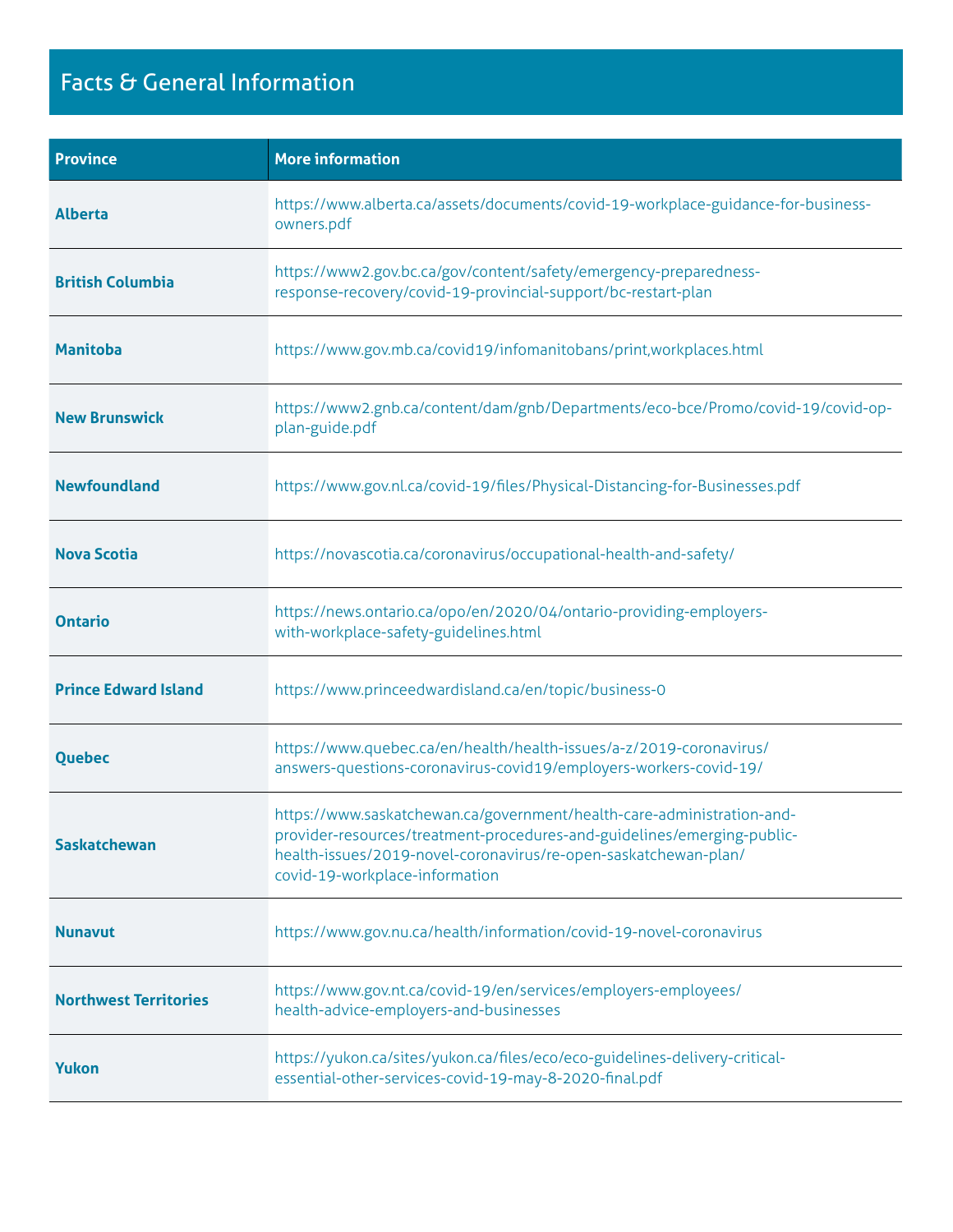## Facts & General Information

| Province | More information |
| --- | --- |
| **Alberta** | https://www.alberta.ca/assets/documents/covid-19-workplace-guidance-for-business-owners.pdf |
| **British Columbia** | https://www2.gov.bc.ca/gov/content/safety/emergency-preparedness-response-recovery/covid-19-provincial-support/bc-restart-plan |
| **Manitoba** | https://www.gov.mb.ca/covid19/infomanitobans/print,workplaces.html |
| **New Brunswick** | https://www2.gnb.ca/content/dam/gnb/Departments/eco-bce/Promo/covid-19/covid-op-plan-guide.pdf |
| **Newfoundland** | https://www.gov.nl.ca/covid-19/files/Physical-Distancing-for-Businesses.pdf |
| **Nova Scotia** | https://novascotia.ca/coronavirus/occupational-health-and-safety/ |
| **Ontario** | https://news.ontario.ca/opo/en/2020/04/ontario-providing-employers-with-workplace-safety-guidelines.html |
| **Prince Edward Island** | https://www.princeedwardisland.ca/en/topic/business-0 |
| **Quebec** | https://www.quebec.ca/en/health/health-issues/a-z/2019-coronavirus/answers-questions-coronavirus-covid19/employers-workers-covid-19/ |
| **Saskatchewan** | https://www.saskatchewan.ca/government/health-care-administration-and-provider-resources/treatment-procedures-and-guidelines/emerging-public-health-issues/2019-novel-coronavirus/re-open-saskatchewan-plan/covid-19-workplace-information |
| **Nunavut** | https://www.gov.nu.ca/health/information/covid-19-novel-coronavirus |
| **Northwest Territories** | https://www.gov.nt.ca/covid-19/en/services/employers-employees/health-advice-employers-and-businesses |
| **Yukon** | https://yukon.ca/sites/yukon.ca/files/eco/eco-guidelines-delivery-critical-essential-other-services-covid-19-may-8-2020-final.pdf |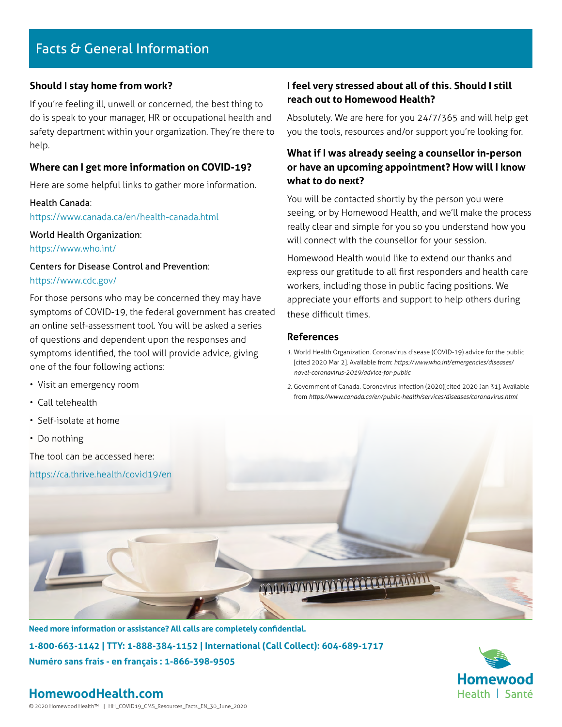# Facts & General Information

### Should I stay home from work?

If you're feeling ill, unwell or concerned, the best thing to do is speak to your manager, HR or occupational health and safety department within your organization. They're there to help.

### Where can I get more information on COVID-19?

Here are some helpful links to gather more information.

Health Canada:
https://www.canada.ca/en/health-canada.html

World Health Organization:
https://www.who.int/

Centers for Disease Control and Prevention:
https://www.cdc.gov/

For those persons who may be concerned they may have symptoms of COVID-19, the federal government has created an online self-assessment tool. You will be asked a series of questions and dependent upon the responses and symptoms identified, the tool will provide advice, giving one of the four following actions:

- Visit an emergency room
- Call telehealth
- Self-isolate at home
- Do nothing

The tool can be accessed here:

https://ca.thrive.health/covid19/en

### I feel very stressed about all of this. Should I still reach out to Homewood Health?

Absolutely. We are here for you 24/7/365 and will help get you the tools, resources and/or support you're looking for.

### What if I was already seeing a counsellor in-person or have an upcoming appointment? How will I know what to do next?

You will be contacted shortly by the person you were seeing, or by Homewood Health, and we'll make the process really clear and simple for you so you understand how you will connect with the counsellor for your session.

Homewood Health would like to extend our thanks and express our gratitude to all first responders and health care workers, including those in public facing positions. We appreciate your efforts and support to help others during these difficult times.

### References

1. World Health Organization. Coronavirus disease (COVID-19) advice for the public [cited 2020 Mar 2]. Available from: *https://www.who.int/emergencies/diseases/novel-coronavirus-2019/advice-for-public*
2. Government of Canada. Coronavirus Infection (2020)[cited 2020 Jan 31]. Available from *https://www.canada.ca/en/public-health/services/diseases/coronavirus.html*

**Need more information or assistance? All calls are completely confidential.**

**1-800-663-1142 | TTY: 1-888-384-1152 | International (Call Collect): 604-689-1717**

**Numéro sans frais - en français : 1-866-398-9505**

**HomewoodHealth.com**

Homewood Health | Santé

© 2020 Homewood Health™ | HH_COVID19_CMS_Resources_Facts_EN_30_June_2020